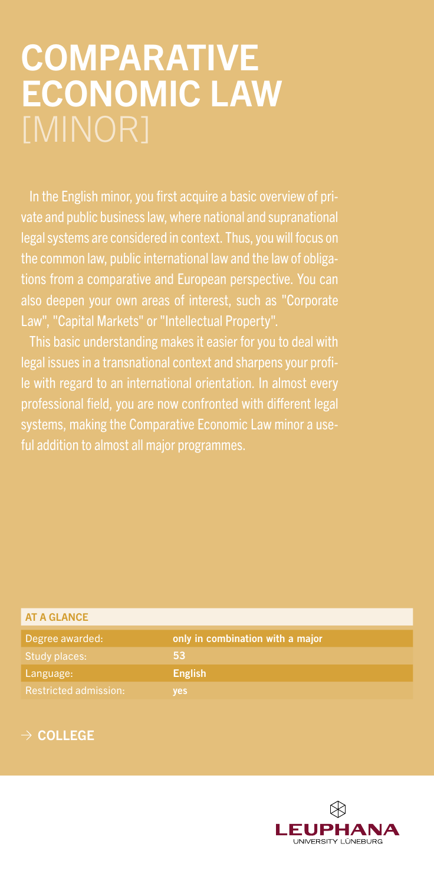# COMPARATIVE ECONOMIC LAW [MINOR]

In the English minor, you first acquire a basic overview of private and public business law, where national and supranational legal systems are considered in context. Thus, you will focus on the common law, public international law and the law of obligations from a comparative and European perspective. You can also deepen your own areas of interest, such as "Corporate Law", "Capital Markets" or "Intellectual Property".

This basic understanding makes it easier for you to deal with legal issues in a transnational context and sharpens your profile with regard to an international orientation. In almost every professional field, you are now confronted with different legal systems, making the Comparative Economic Law minor a useful addition to almost all major programmes.

| AT A GLANCE | |
|---|---|
| Degree awarded: | **only in combination with a major** |
| Study places: | **53** |
| Language: | **English** |
| Restricted admission: | **yes** |

→ **COLLEGE**

LEUPHANA UNIVERSITY LÜNEBURG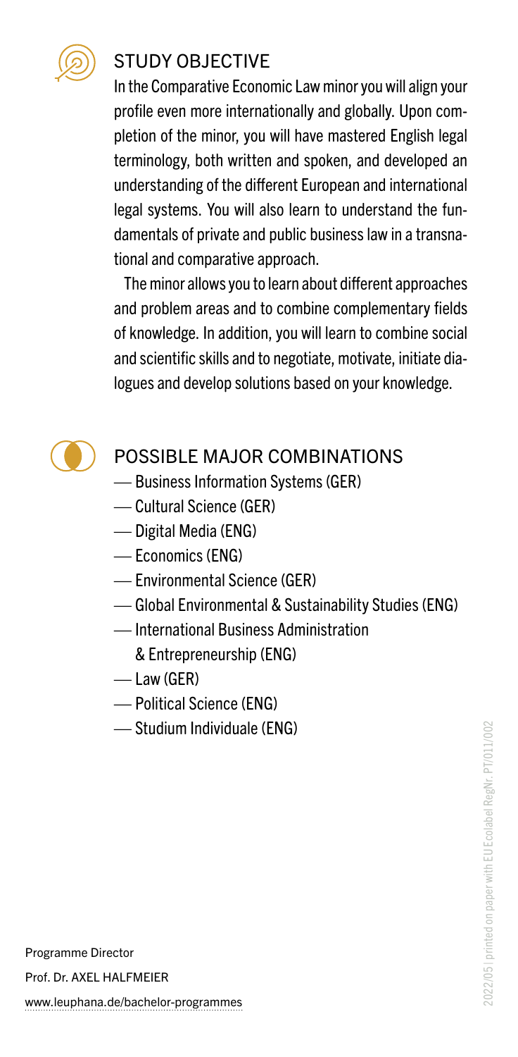## STUDY OBJECTIVE

In the Comparative Economic Law minor you will align your profile even more internationally and globally. Upon completion of the minor, you will have mastered English legal terminology, both written and spoken, and developed an understanding of the different European and international legal systems. You will also learn to understand the fundamentals of private and public business law in a transnational and comparative approach.

The minor allows you to learn about different approaches and problem areas and to combine complementary fields of knowledge. In addition, you will learn to combine social and scientific skills and to negotiate, motivate, initiate dialogues and develop solutions based on your knowledge.

## POSSIBLE MAJOR COMBINATIONS

- Business Information Systems (GER)
- Cultural Science (GER)
- Digital Media (ENG)
- Economics (ENG)
- Environmental Science (GER)
- Global Environmental & Sustainability Studies (ENG)
- International Business Administration & Entrepreneurship (ENG)
- Law (GER)
- Political Science (ENG)
- Studium Individuale (ENG)

Programme Director

Prof. Dr. AXEL HALFMEIER

www.leuphana.de/bachelor-programmes

2022/05 | printed on paper with EU Ecolabel RegNr. PT/011/002